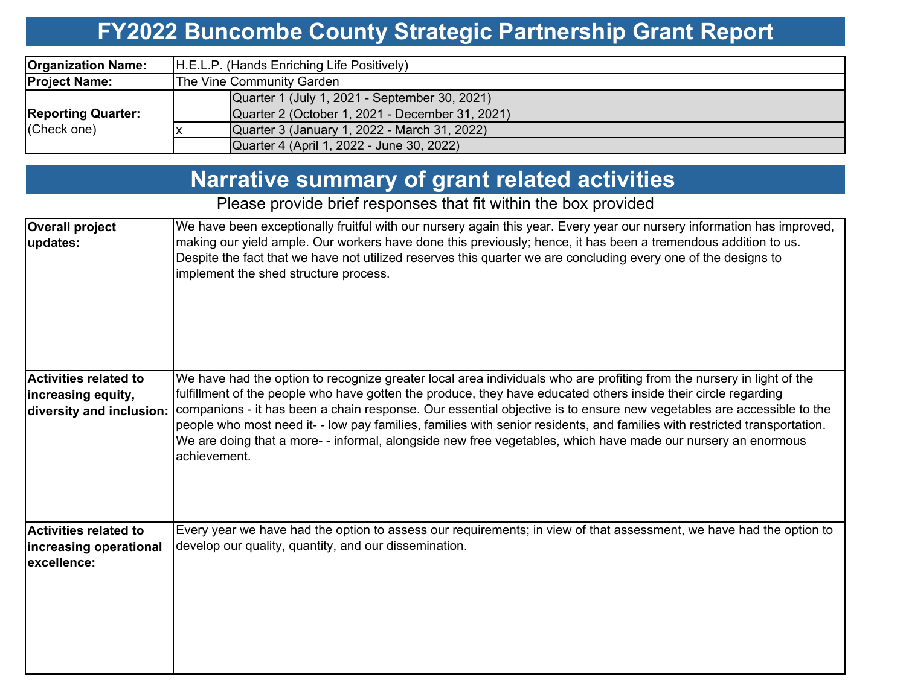# FY2022 Buncombe County Strategic Partnership Grant Report

| | | |
|---|---|---|
| **Organization Name:** | H.E.L.P. (Hands Enriching Life Positively) | |
| **Project Name:** | The Vine Community Garden | |
| **Reporting Quarter:** (Check one) | | Quarter 1 (July 1, 2021 - September 30, 2021) |
| | | Quarter 2 (October 1, 2021 - December 31, 2021) |
| | x | Quarter 3 (January 1, 2022 - March 31, 2022) |
| | | Quarter 4 (April 1, 2022 - June 30, 2022) |

## Narrative summary of grant related activities

Please provide brief responses that fit within the box provided

| | |
|---|---|
| **Overall project updates:** | We have been exceptionally fruitful with our nursery again this year. Every year our nursery information has improved, making our yield ample. Our workers have done this previously; hence, it has been a tremendous addition to us. Despite the fact that we have not utilized reserves this quarter we are concluding every one of the designs to implement the shed structure process. |
| **Activities related to increasing equity, diversity and inclusion:** | We have had the option to recognize greater local area individuals who are profiting from the nursery in light of the fulfillment of the people who have gotten the produce, they have educated others inside their circle regarding companions - it has been a chain response. Our essential objective is to ensure new vegetables are accessible to the people who most need it- - low pay families, families with senior residents, and families with restricted transportation. We are doing that a more- - informal, alongside new free vegetables, which have made our nursery an enormous achievement. |
| **Activities related to increasing operational excellence:** | Every year we have had the option to assess our requirements; in view of that assessment, we have had the option to develop our quality, quantity, and our dissemination. |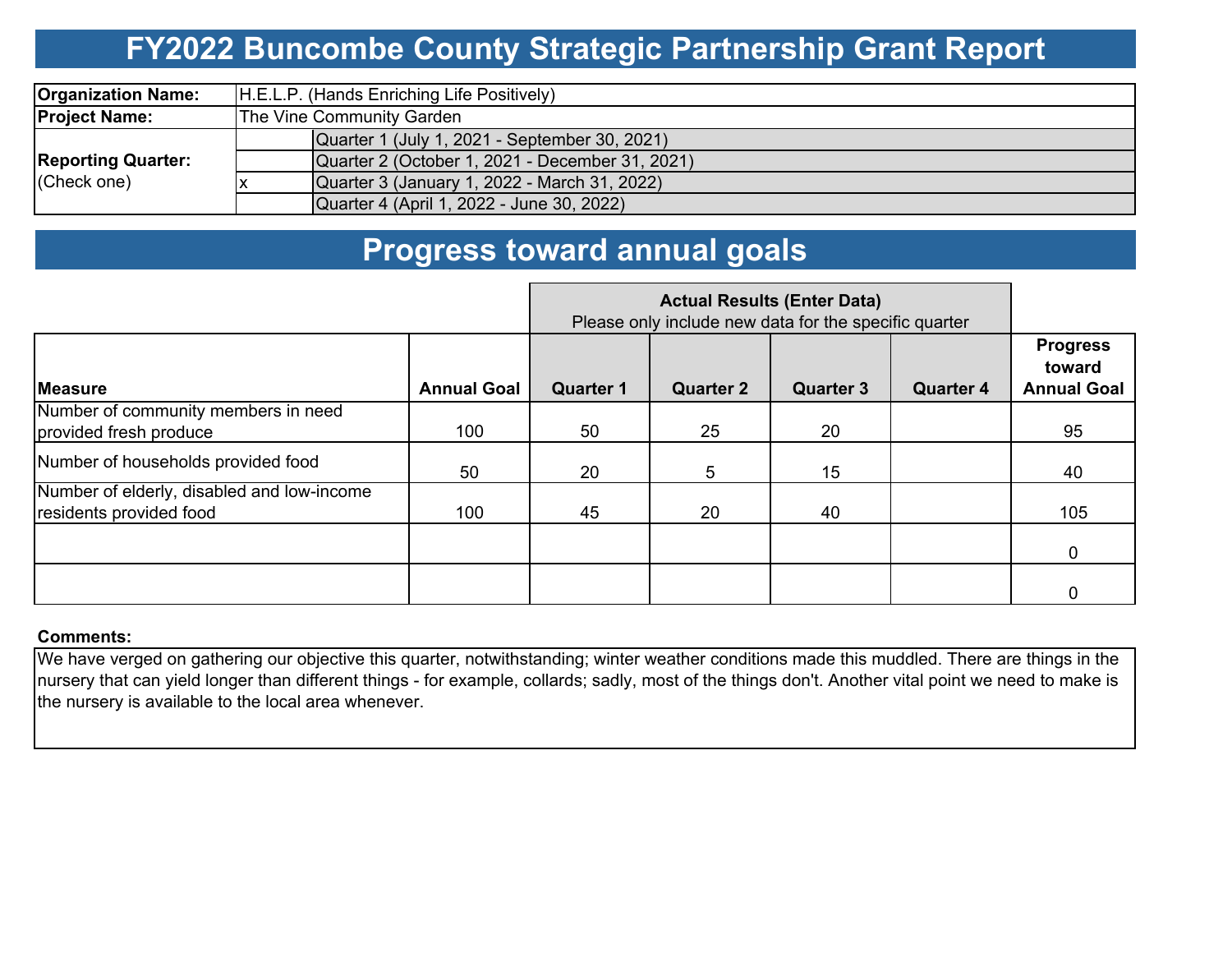# FY2022 Buncombe County Strategic Partnership Grant Report

| | | |
|---|---|---|
| **Organization Name:** | H.E.L.P. (Hands Enriching Life Positively) | |
| **Project Name:** | The Vine Community Garden | |
| **Reporting Quarter:** (Check one) | | Quarter 1 (July 1, 2021 - September 30, 2021) |
| | | Quarter 2 (October 1, 2021 - December 31, 2021) |
| | x | Quarter 3 (January 1, 2022 - March 31, 2022) |
| | | Quarter 4 (April 1, 2022 - June 30, 2022) |

## Progress toward annual goals

| Measure | Annual Goal | Actual Results (Enter Data) Please only include new data for the specific quarter | | | | Progress toward Annual Goal |
|---|---|---|---|---|---|---|
| | | Quarter 1 | Quarter 2 | Quarter 3 | Quarter 4 | |
| Number of community members in need provided fresh produce | 100 | 50 | 25 | 20 | | 95 |
| Number of households provided food | 50 | 20 | 5 | 15 | | 40 |
| Number of elderly, disabled and low-income residents provided food | 100 | 45 | 20 | 40 | | 105 |
| | | | | | | 0 |
| | | | | | | 0 |

**Comments:**

We have verged on gathering our objective this quarter, notwithstanding; winter weather conditions made this muddled. There are things in the nursery that can yield longer than different things - for example, collards; sadly, most of the things don't. Another vital point we need to make is the nursery is available to the local area whenever.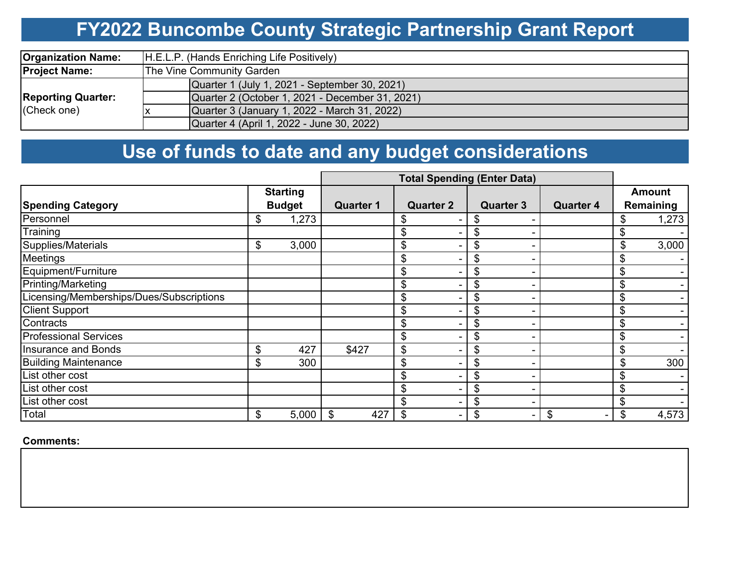# FY2022 Buncombe County Strategic Partnership Grant Report

| | | |
|---|---|---|
| **Organization Name:** | H.E.L.P. (Hands Enriching Life Positively) | |
| **Project Name:** | The Vine Community Garden | |
| **Reporting Quarter:** (Check one) | | Quarter 1 (July 1, 2021 - September 30, 2021) |
| | | Quarter 2 (October 1, 2021 - December 31, 2021) |
| | x | Quarter 3 (January 1, 2022 - March 31, 2022) |
| | | Quarter 4 (April 1, 2022 - June 30, 2022) |

## Use of funds to date and any budget considerations

| | | Total Spending (Enter Data) | | | | |
|---|---|---|---|---|---|---|
| **Spending Category** | **Starting Budget** | **Quarter 1** | **Quarter 2** | **Quarter 3** | **Quarter 4** | **Amount Remaining** |
| Personnel | $ 1,273 | | $ - | $ - | | $ 1,273 |
| Training | | | $ - | $ - | | $ - |
| Supplies/Materials | $ 3,000 | | $ - | $ - | | $ 3,000 |
| Meetings | | | $ - | $ - | | $ - |
| Equipment/Furniture | | | $ - | $ - | | $ - |
| Printing/Marketing | | | $ - | $ - | | $ - |
| Licensing/Memberships/Dues/Subscriptions | | | $ - | $ - | | $ - |
| Client Support | | | $ - | $ - | | $ - |
| Contracts | | | $ - | $ - | | $ - |
| Professional Services | | | $ - | $ - | | $ - |
| Insurance and Bonds | $ 427 | $427 | $ - | $ - | | $ - |
| Building Maintenance | $ 300 | | $ - | $ - | | $ 300 |
| List other cost | | | $ - | $ - | | $ - |
| List other cost | | | $ - | $ - | | $ - |
| List other cost | | | $ - | $ - | | $ - |
| Total | $ 5,000 | $ 427 | $ - | $ - | $ - | $ 4,573 |

**Comments:**